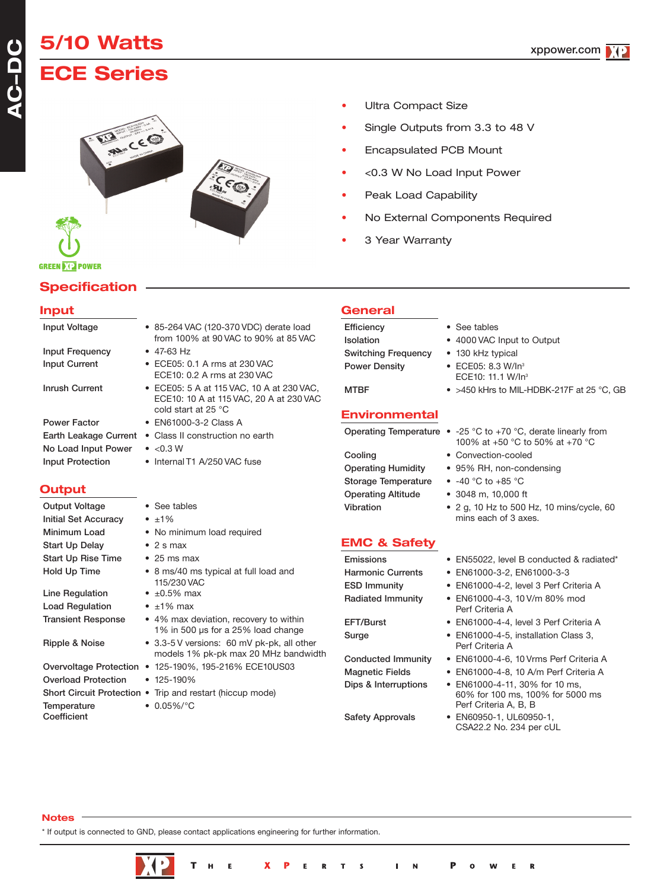# 5/10 Watts

# ECE Series

- Ultra Compact Size
- Single Outputs from 3.3 to 48 V
- Encapsulated PCB Mount
- <0.3 W No Load Input Power
- Peak Load Capability
- No External Components Required
- 3 Year Warranty

GREEN XP POWER

## Specification

### Input

| | |
|---|---|
| Input Voltage | • 85-264 VAC (120-370 VDC) derate load from 100% at 90 VAC to 90% at 85 VAC |
| Input Frequency | • 47-63 Hz |
| Input Current | • ECE05: 0.1 A rms at 230 VAC<br>ECE10: 0.2 A rms at 230 VAC |
| Inrush Current | • ECE05: 5 A at 115 VAC, 10 A at 230 VAC, ECE10: 10 A at 115 VAC, 20 A at 230 VAC cold start at 25 °C |
| Power Factor | • EN61000-3-2 Class A |
| Earth Leakage Current | • Class II construction no earth |
| No Load Input Power | • <0.3 W |
| Input Protection | • Internal T1 A/250 VAC fuse |

### Output

| | |
|---|---|
| Output Voltage | • See tables |
| Initial Set Accuracy | • ±1% |
| Minimum Load | • No minimum load required |
| Start Up Delay | • 2 s max |
| Start Up Rise Time | • 25 ms max |
| Hold Up Time | • 8 ms/40 ms typical at full load and 115/230 VAC |
| Line Regulation | • ±0.5% max |
| Load Regulation | • ±1% max |
| Transient Response | • 4% max deviation, recovery to within 1% in 500 µs for a 25% load change |
| Ripple & Noise | • 3.3-5 V versions: 60 mV pk-pk, all other models 1% pk-pk max 20 MHz bandwidth |
| Overvoltage Protection | • 125-190%, 195-216% ECE10US03 |
| Overload Protection | • 125-190% |
| Short Circuit Protection | • Trip and restart (hiccup mode) |
| Temperature Coefficient | • 0.05%/°C |

### General

| | |
|---|---|
| Efficiency | • See tables |
| Isolation | • 4000 VAC Input to Output |
| Switching Frequency | • 130 kHz typical |
| Power Density | • ECE05: 8.3 W/In³<br>ECE10: 11.1 W/In³ |
| MTBF | • >450 kHrs to MIL-HDBK-217F at 25 °C, GB |

### Environmental

| | |
|---|---|
| Operating Temperature | • -25 °C to +70 °C, derate linearly from 100% at +50 °C to 50% at +70 °C |
| Cooling | • Convection-cooled |
| Operating Humidity | • 95% RH, non-condensing |
| Storage Temperature | • -40 °C to +85 °C |
| Operating Altitude | • 3048 m, 10,000 ft |
| Vibration | • 2 g, 10 Hz to 500 Hz, 10 mins/cycle, 60 mins each of 3 axes. |

### EMC & Safety

| | |
|---|---|
| Emissions | • EN55022, level B conducted & radiated* |
| Harmonic Currents | • EN61000-3-2, EN61000-3-3 |
| ESD Immunity | • EN61000-4-2, level 3 Perf Criteria A |
| Radiated Immunity | • EN61000-4-3, 10 V/m 80% mod Perf Criteria A |
| EFT/Burst | • EN61000-4-4, level 3 Perf Criteria A |
| Surge | • EN61000-4-5, installation Class 3, Perf Criteria A |
| Conducted Immunity | • EN61000-4-6, 10 Vrms Perf Criteria A |
| Magnetic Fields | • EN61000-4-8, 10 A/m Perf Criteria A |
| Dips & Interruptions | • EN61000-4-11, 30% for 10 ms, 60% for 100 ms, 100% for 5000 ms Perf Criteria A, B, B |
| Safety Approvals | • EN60950-1, UL60950-1, CSA22.2 No. 234 per cUL |

### Notes

* If output is connected to GND, please contact applications engineering for further information.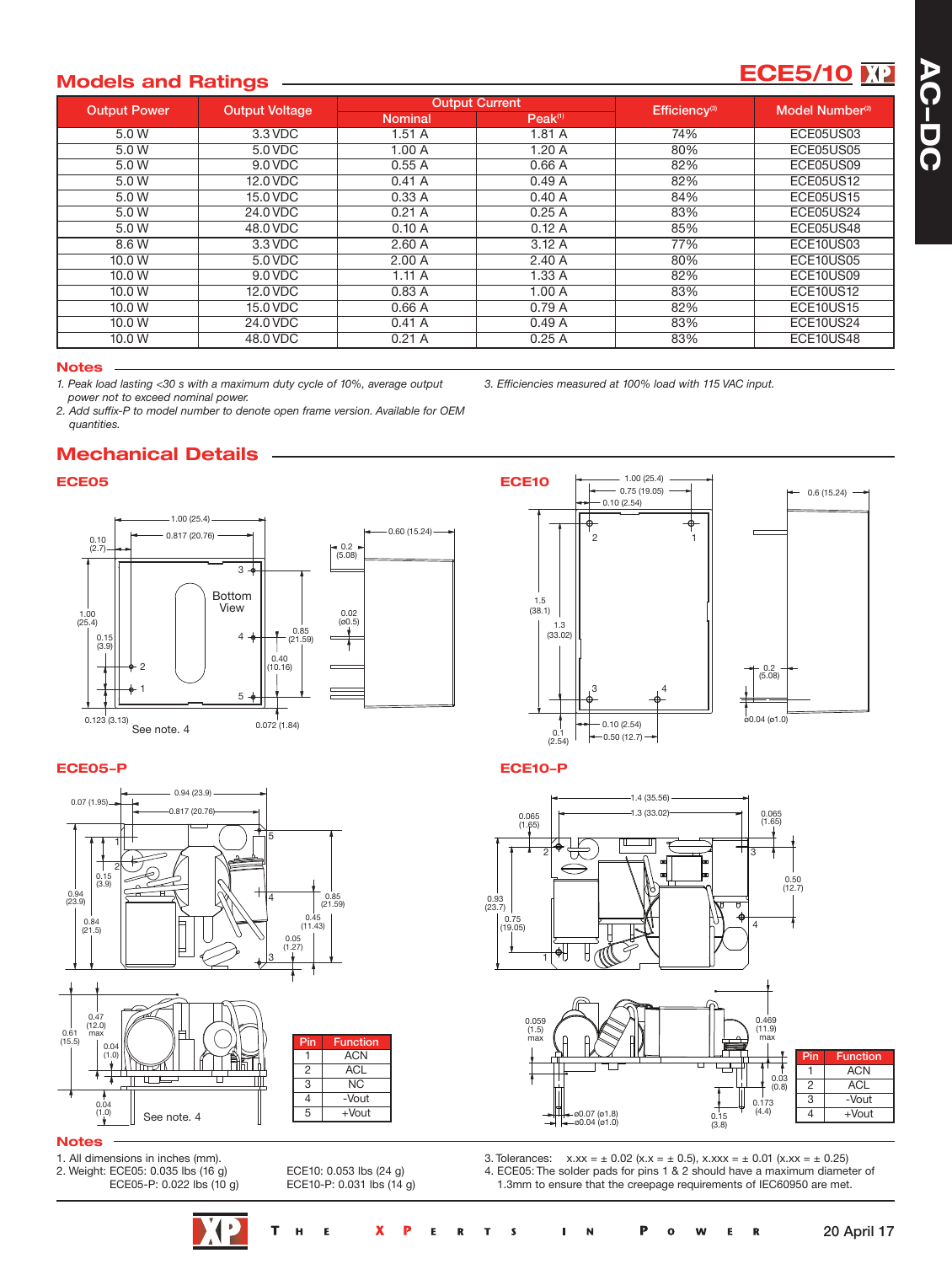## Models and Ratings

| Output Power | Output Voltage | Output Current | | Efficiency[3] | Model Number[2] |
|---|---|---|---|---|---|
| | | Nominal | Peak[1] | | |
| 5.0 W | 3.3 VDC | 1.51 A | 1.81 A | 74% | ECE05US03 |
| 5.0 W | 5.0 VDC | 1.00 A | 1.20 A | 80% | ECE05US05 |
| 5.0 W | 9.0 VDC | 0.55 A | 0.66 A | 82% | ECE05US09 |
| 5.0 W | 12.0 VDC | 0.41 A | 0.49 A | 82% | ECE05US12 |
| 5.0 W | 15.0 VDC | 0.33 A | 0.40 A | 84% | ECE05US15 |
| 5.0 W | 24.0 VDC | 0.21 A | 0.25 A | 83% | ECE05US24 |
| 5.0 W | 48.0 VDC | 0.10 A | 0.12 A | 85% | ECE05US48 |
| 8.6 W | 3.3 VDC | 2.60 A | 3.12 A | 77% | ECE10US03 |
| 10.0 W | 5.0 VDC | 2.00 A | 2.40 A | 80% | ECE10US05 |
| 10.0 W | 9.0 VDC | 1.11 A | 1.33 A | 82% | ECE10US09 |
| 10.0 W | 12.0 VDC | 0.83 A | 1.00 A | 83% | ECE10US12 |
| 10.0 W | 15.0 VDC | 0.66 A | 0.79 A | 82% | ECE10US15 |
| 10.0 W | 24.0 VDC | 0.41 A | 0.49 A | 83% | ECE10US24 |
| 10.0 W | 48.0 VDC | 0.21 A | 0.25 A | 83% | ECE10US48 |

### Notes

*1. Peak load lasting <30 s with a maximum duty cycle of 10%, average output power not to exceed nominal power.*

*2. Add suffix-P to model number to denote open frame version. Available for OEM quantities.*

*3. Efficiencies measured at 100% load with 115 VAC input.*

## Mechanical Details

### ECE05

1.00 (25.4)
0.817 (20.76)
0.10 (2.7)
0.60 (15.24)
0.2 (5.08)
Bottom View
0.02 (ø0.5)
1.00 (25.4)
0.15 (3.9)
0.85 (21.59)
0.40 (10.16)
0.123 (3.13)
See note. 4
0.072 (1.84)

### ECE10

1.00 (25.4)
0.75 (19.05)
0.10 (2.54)
0.6 (15.24)
1.5 (38.1)
1.3 (33.02)
0.2 (5.08)
0.1 (2.54)
0.10 (2.54)
0.50 (12.7)
ø0.04 (ø1.0)

### ECE05-P

0.94 (23.9)
0.07 (1.95)
0.817 (20.76)
0.15 (3.9)
0.94 (23.9)
0.84 (21.5)
0.85 (21.59)
0.45 (11.43)
0.05 (1.27)
0.47 (12.0) max
0.61 (15.5)
0.04 (1.0)
0.04 (1.0)
See note. 4

| Pin | Function |
|---|---|
| 1 | ACN |
| 2 | ACL |
| 3 | NC |
| 4 | -Vout |
| 5 | +Vout |

### ECE10-P

1.4 (35.56)
1.3 (33.02)
0.065 (1.65)
0.065 (1.65)
0.93 (23.7)
0.75 (19.05)
0.50 (12.7)
0.059 (1.5) max
0.469 (11.9) max
0.03 (0.8)
0.173 (4.4)
ø0.07 (ø1.8)
ø0.04 (ø1.0)
0.15 (3.8)

| Pin | Function |
|---|---|
| 1 | ACN |
| 2 | ACL |
| 3 | -Vout |
| 4 | +Vout |

### Notes

1. All dimensions in inches (mm).
2. Weight: ECE05: 0.035 lbs (16 g) ECE10: 0.053 lbs (24 g)
   ECE05-P: 0.022 lbs (10 g) ECE10-P: 0.031 lbs (14 g)
3. Tolerances: x.xx = ± 0.02 (x.x = ± 0.5), x.xxx = ± 0.01 (x.xx = ± 0.25)
4. ECE05: The solder pads for pins 1 & 2 should have a maximum diameter of 1.3mm to ensure that the creepage requirements of IEC60950 are met.

20 April 17